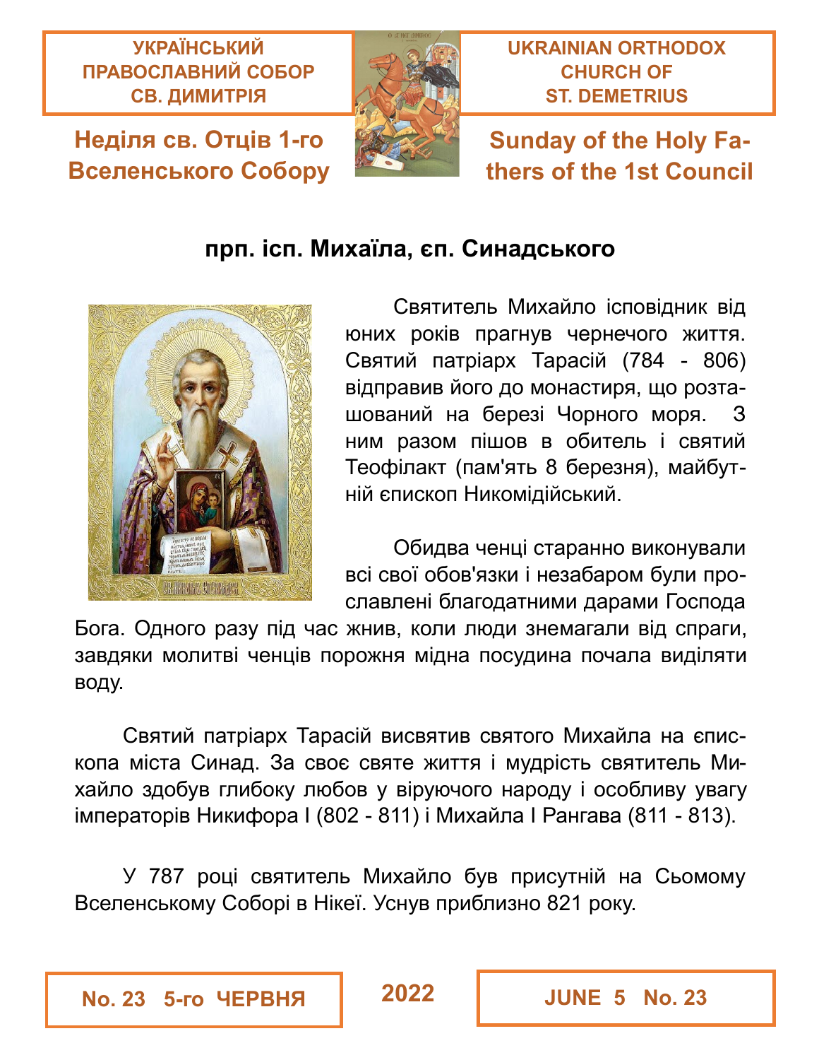**УКРАЇНСЬКИЙ ПРАВОСЛАВНИЙ СОБОР СВ. ДИМИТРІЯ**

**UKRAINIAN ORTHODOX CHURCH OF ST. DEMETRIUS**

## Неділя св. Отців 1-го Вселенського Собору

## Sunday of the Holy Fathers of the 1st Council

### прп. ісп. Михаїла, єп. Синадського

Святитель Михайло ісповідник від юних років прагнув чернечого життя. Святий патріарх Тарасій (784 - 806) відправив його до монастиря, що розташований на березі Чорного моря. З ним разом пішов в обитель і святий Теофілакт (пам'ять 8 березня), майбутній єпископ Никомідійський.

Обидва ченці старанно виконували всі свої обов'язки і незабаром були прославлені благодатними дарами Господа Бога. Одного разу під час жнив, коли люди знемагали від спраги, завдяки молитві ченців порожня мідна посудина почала виділяти воду.

Святий патріарх Тарасій висвятив святого Михайла на єпископа міста Синад. За своє святе життя і мудрість святитель Михайло здобув глибоку любов у віруючого народу і особливу увагу імператорів Никифора I (802 - 811) і Михайла I Рангава (811 - 813).

У 787 році святитель Михайло був присутній на Сьомому Вселенському Соборі в Нікеї. Уснув приблизно 821 року.

**No. 23 5-го ЧЕРВНЯ** **2022** **JUNE 5 No. 23**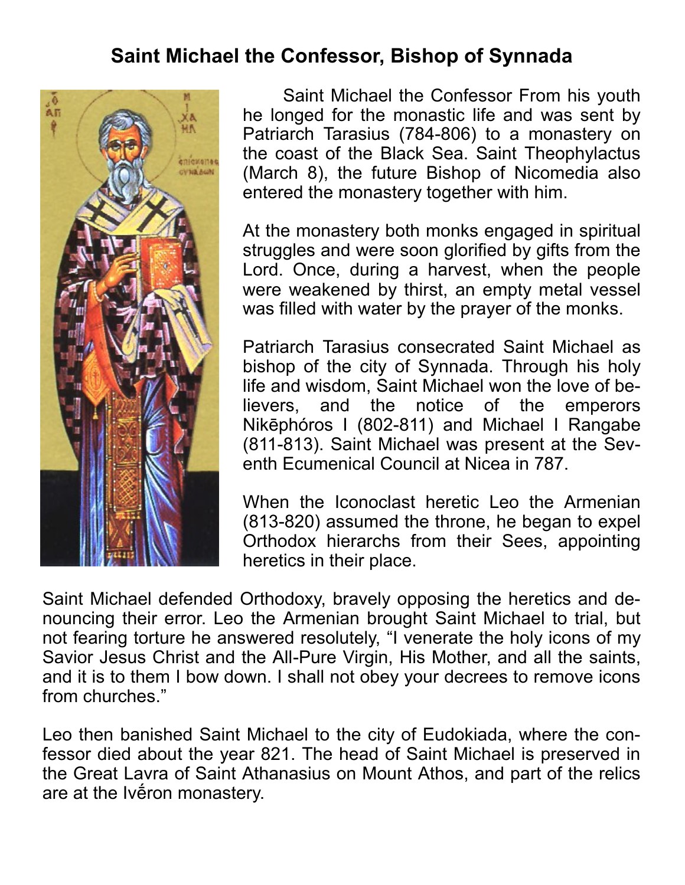# Saint Michael the Confessor, Bishop of Synnada

Saint Michael the Confessor From his youth he longed for the monastic life and was sent by Patriarch Tarasius (784-806) to a monastery on the coast of the Black Sea. Saint Theophylactus (March 8), the future Bishop of Nicomedia also entered the monastery together with him.

At the monastery both monks engaged in spiritual struggles and were soon glorified by gifts from the Lord. Once, during a harvest, when the people were weakened by thirst, an empty metal vessel was filled with water by the prayer of the monks.

Patriarch Tarasius consecrated Saint Michael as bishop of the city of Synnada. Through his holy life and wisdom, Saint Michael won the love of believers, and the notice of the emperors Nikēphóros I (802-811) and Michael I Rangabe (811-813). Saint Michael was present at the Seventh Ecumenical Council at Nicea in 787.

When the Iconoclast heretic Leo the Armenian (813-820) assumed the throne, he began to expel Orthodox hierarchs from their Sees, appointing heretics in their place.

Saint Michael defended Orthodoxy, bravely opposing the heretics and denouncing their error. Leo the Armenian brought Saint Michael to trial, but not fearing torture he answered resolutely, "I venerate the holy icons of my Savior Jesus Christ and the All-Pure Virgin, His Mother, and all the saints, and it is to them I bow down. I shall not obey your decrees to remove icons from churches."

Leo then banished Saint Michael to the city of Eudokiada, where the confessor died about the year 821. The head of Saint Michael is preserved in the Great Lavra of Saint Athanasius on Mount Athos, and part of the relics are at the Ivḗron monastery.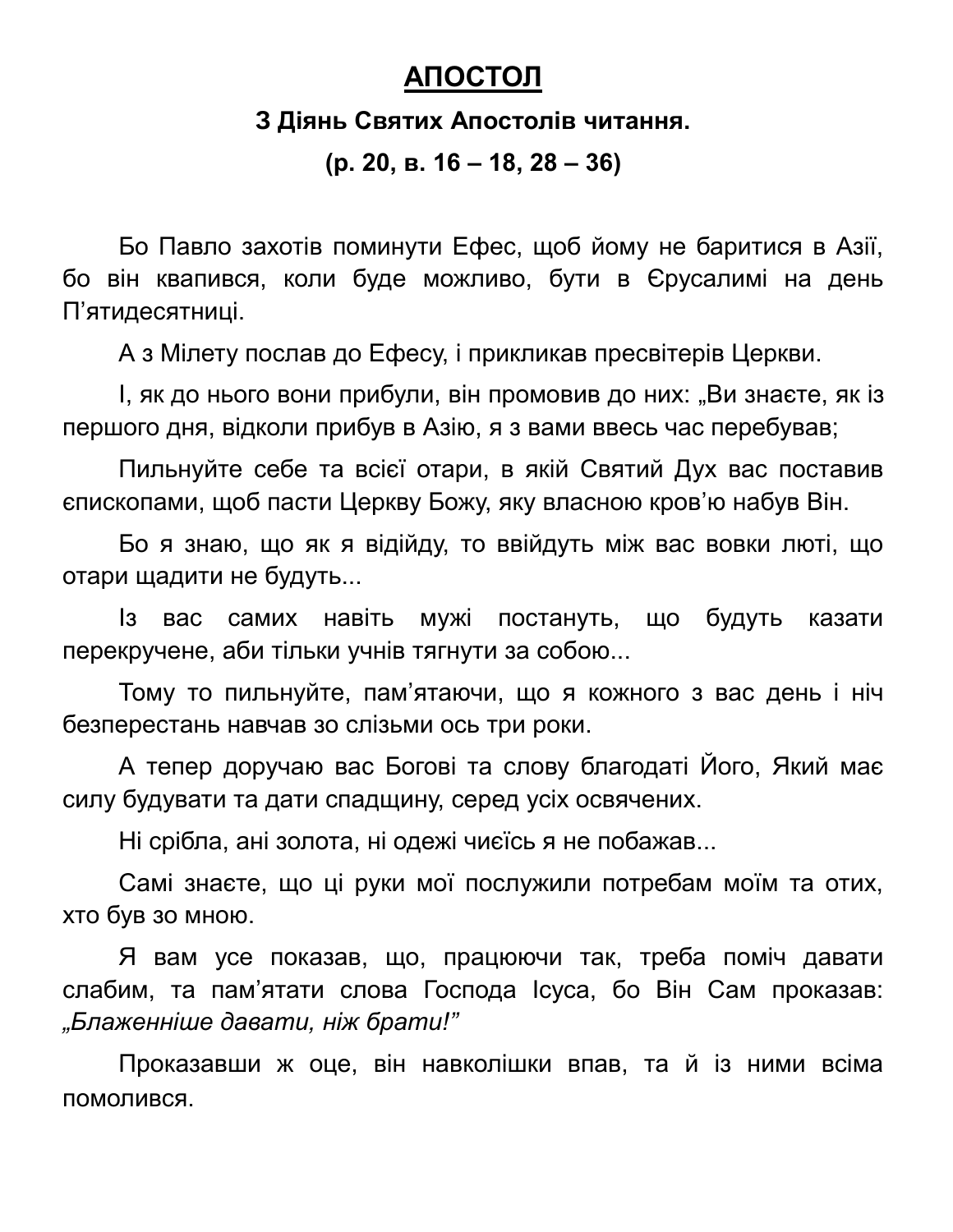# АПОСТОЛ

**З Діянь Святих Апостолів читання.**

**(р. 20, в. 16 – 18, 28 – 36)**

Бо Павло захотів поминути Ефес, щоб йому не баритися в Азії, бо він квапився, коли буде можливо, бути в Єрусалимі на день П'ятидесятниці.

А з Мілету послав до Ефесу, і прикликав пресвітерів Церкви.

І, як до нього вони прибули, він промовив до них: „Ви знаєте, як із першого дня, відколи прибув в Азію, я з вами ввесь час перебував;

Пильнуйте себе та всієї отари, в якій Святий Дух вас поставив єпископами, щоб пасти Церкву Божу, яку власною кров'ю набув Він.

Бо я знаю, що як я відійду, то ввійдуть між вас вовки люті, що отари щадити не будуть...

Із вас самих навіть мужі постануть, що будуть казати перекручене, аби тільки учнів тягнути за собою...

Тому то пильнуйте, пам'ятаючи, що я кожного з вас день і ніч безперестань навчав зо слізьми ось три роки.

А тепер доручаю вас Богові та слову благодаті Його, Який має силу будувати та дати спадщину, серед усіх освячених.

Ні срібла, ані золота, ні одежі чиєїсь я не побажав...

Самі знаєте, що ці руки мої послужили потребам моїм та отих, хто був зо мною.

Я вам усе показав, що, працюючи так, треба поміч давати слабим, та пам'ятати слова Господа Ісуса, бо Він Сам проказав: *„Блаженніше давати, ніж брати!"*

Проказавши ж оце, він навколішки впав, та й із ними всіма помолився.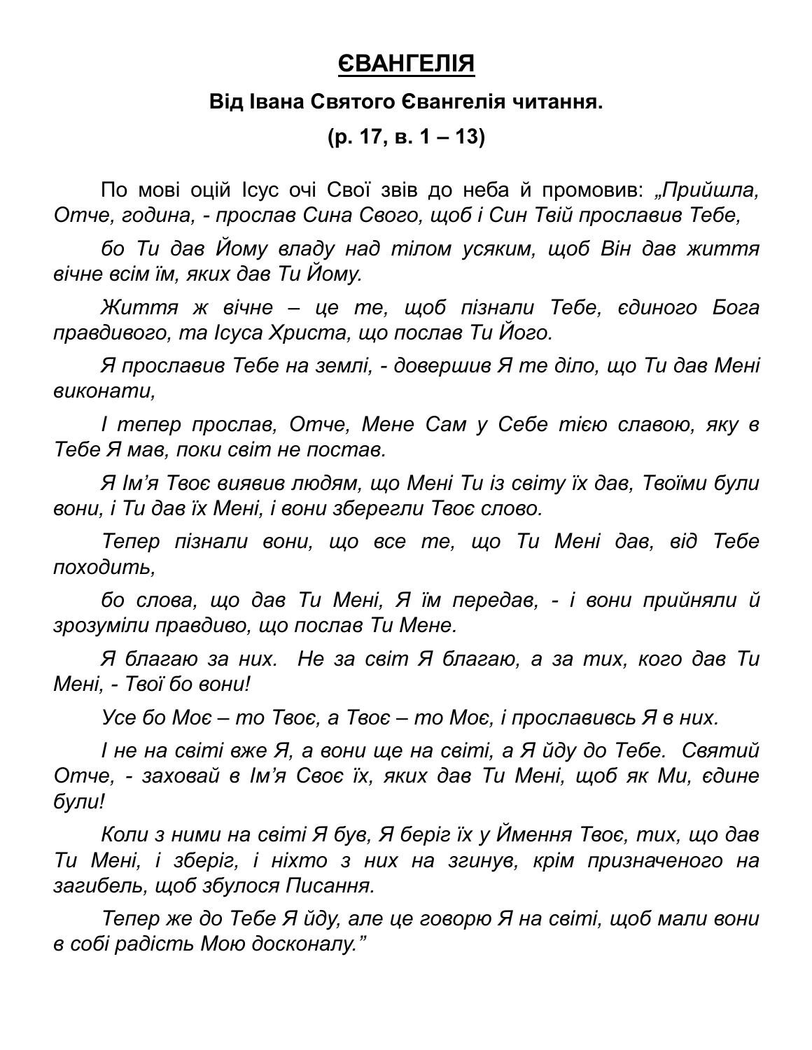# **ЄВАНГЕЛІЯ**

**Від Івана Святого Євангелія читання.**

**(р. 17, в. 1 – 13)**

По мові оцій Ісус очі Свої звів до неба й промовив: *„Прийшла, Отче, година, - прослав Сина Свого, щоб і Син Твій прославив Тебе,*

*бо Ти дав Йому владу над тілом усяким, щоб Він дав життя вічне всім їм, яких дав Ти Йому.*

*Життя ж вічне – це те, щоб пізнали Тебе, єдиного Бога правдивого, та Ісуса Христа, що послав Ти Його.*

*Я прославив Тебе на землі, - довершив Я те діло, що Ти дав Мені виконати,*

*І тепер прослав, Отче, Мене Сам у Себе тією славою, яку в Тебе Я мав, поки світ не постав.*

*Я Ім'я Твоє виявив людям, що Мені Ти із світу їх дав, Твоїми були вони, і Ти дав їх Мені, і вони зберегли Твоє слово.*

*Тепер пізнали вони, що все те, що Ти Мені дав, від Тебе походить,*

*бо слова, що дав Ти Мені, Я їм передав, - і вони прийняли й зрозуміли правдиво, що послав Ти Мене.*

*Я благаю за них. Не за світ Я благаю, а за тих, кого дав Ти Мені, - Твої бо вони!*

*Усе бо Моє – то Твоє, а Твоє – то Моє, і прославивсь Я в них.*

*І не на світі вже Я, а вони ще на світі, а Я йду до Тебе. Святий Отче, - заховай в Ім'я Своє їх, яких дав Ти Мені, щоб як Ми, єдине були!*

*Коли з ними на світі Я був, Я беріг їх у Ймення Твоє, тих, що дав Ти Мені, і зберіг, і ніхто з них на згинув, крім призначеного на загибель, щоб збулося Писання.*

*Тепер же до Тебе Я йду, але це говорю Я на світі, щоб мали вони в собі радість Мою досконалу."*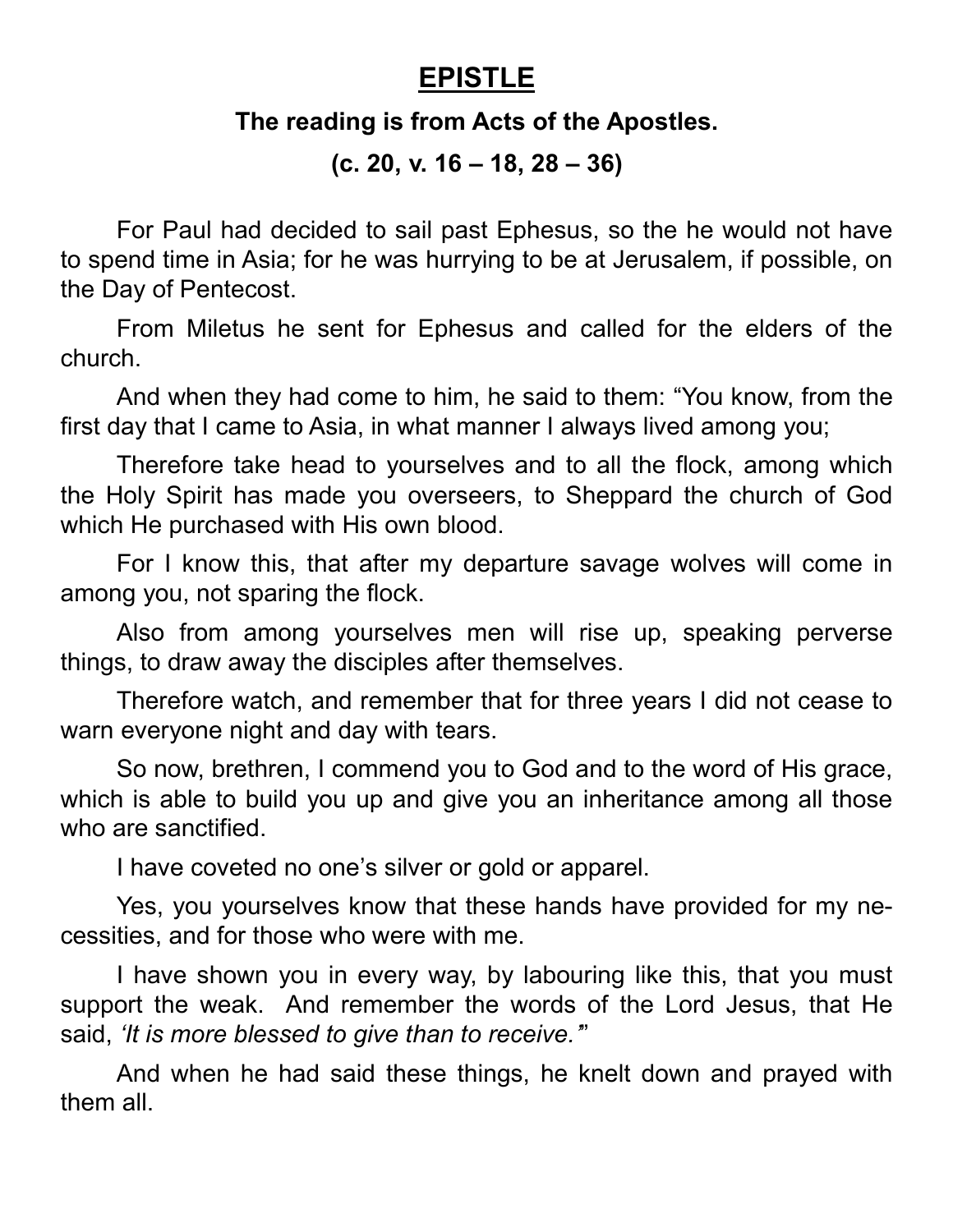# **EPISTLE**

**The reading is from Acts of the Apostles.**

**(c. 20, v. 16 – 18, 28 – 36)**

For Paul had decided to sail past Ephesus, so the he would not have to spend time in Asia; for he was hurrying to be at Jerusalem, if possible, on the Day of Pentecost.

From Miletus he sent for Ephesus and called for the elders of the church.

And when they had come to him, he said to them: "You know, from the first day that I came to Asia, in what manner I always lived among you;

Therefore take head to yourselves and to all the flock, among which the Holy Spirit has made you overseers, to Sheppard the church of God which He purchased with His own blood.

For I know this, that after my departure savage wolves will come in among you, not sparing the flock.

Also from among yourselves men will rise up, speaking perverse things, to draw away the disciples after themselves.

Therefore watch, and remember that for three years I did not cease to warn everyone night and day with tears.

So now, brethren, I commend you to God and to the word of His grace, which is able to build you up and give you an inheritance among all those who are sanctified.

I have coveted no one's silver or gold or apparel.

Yes, you yourselves know that these hands have provided for my necessities, and for those who were with me.

I have shown you in every way, by labouring like this, that you must support the weak. And remember the words of the Lord Jesus, that He said, *'It is more blessed to give than to receive.'*"

And when he had said these things, he knelt down and prayed with them all.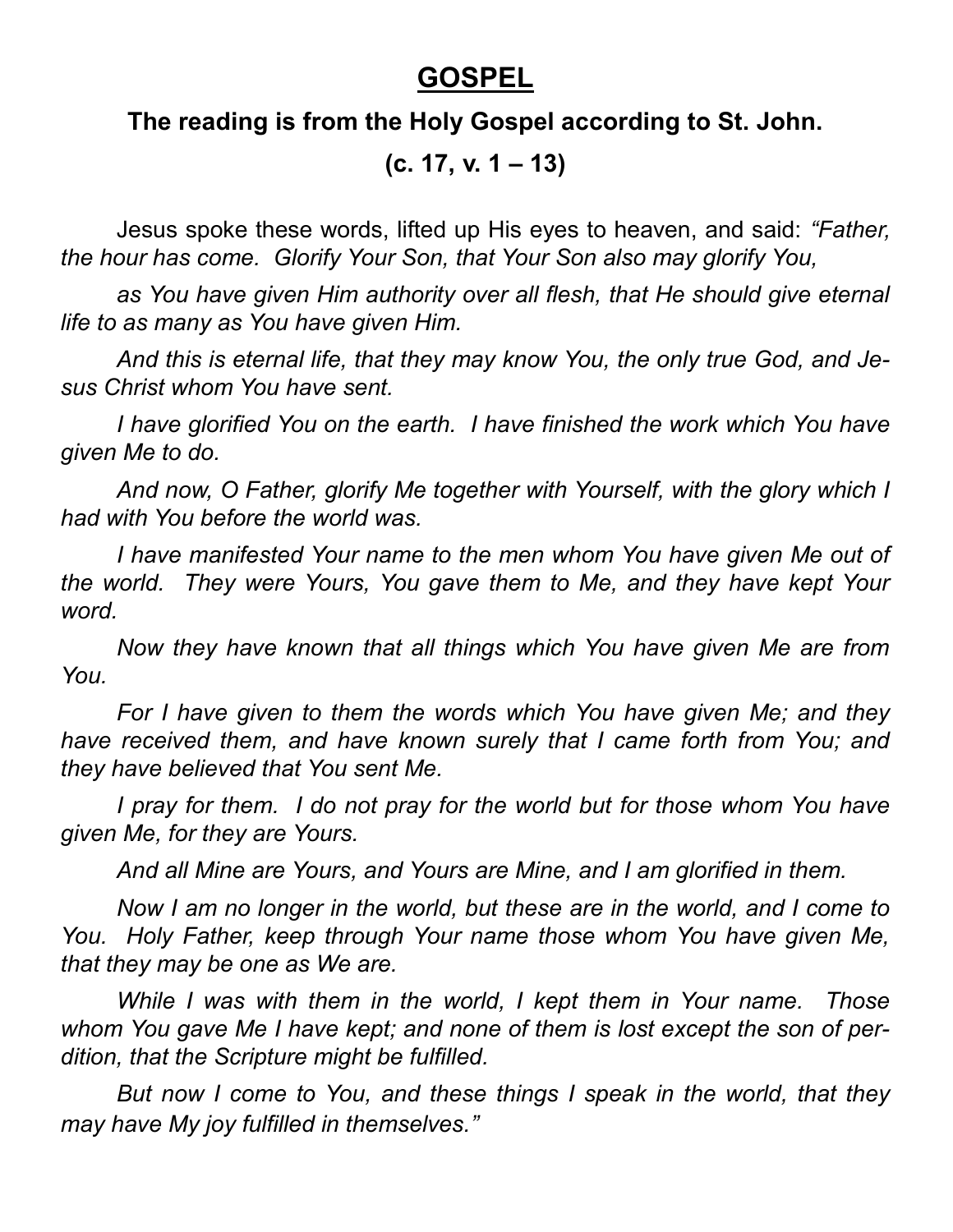## **GOSPEL**

**The reading is from the Holy Gospel according to St. John.**

**(c. 17, v. 1 – 13)**

Jesus spoke these words, lifted up His eyes to heaven, and said: *"Father, the hour has come. Glorify Your Son, that Your Son also may glorify You,*

*as You have given Him authority over all flesh, that He should give eternal life to as many as You have given Him.*

*And this is eternal life, that they may know You, the only true God, and Jesus Christ whom You have sent.*

*I have glorified You on the earth. I have finished the work which You have given Me to do.*

*And now, O Father, glorify Me together with Yourself, with the glory which I had with You before the world was.*

*I have manifested Your name to the men whom You have given Me out of the world. They were Yours, You gave them to Me, and they have kept Your word.*

*Now they have known that all things which You have given Me are from You.*

*For I have given to them the words which You have given Me; and they have received them, and have known surely that I came forth from You; and they have believed that You sent Me.*

*I pray for them. I do not pray for the world but for those whom You have given Me, for they are Yours.*

*And all Mine are Yours, and Yours are Mine, and I am glorified in them.*

*Now I am no longer in the world, but these are in the world, and I come to You. Holy Father, keep through Your name those whom You have given Me, that they may be one as We are.*

*While I was with them in the world, I kept them in Your name. Those whom You gave Me I have kept; and none of them is lost except the son of perdition, that the Scripture might be fulfilled.*

*But now I come to You, and these things I speak in the world, that they may have My joy fulfilled in themselves."*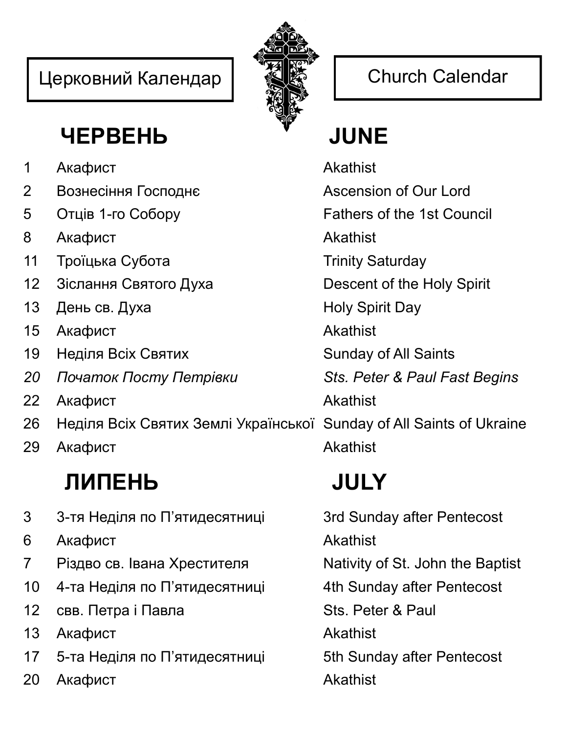Церковний Календар | Church Calendar

## ЧЕРВЕНЬ — JUNE

| | | |
|---|---|---|
| 1 | Акафист | Akathist |
| 2 | Вознесіння Господнє | Ascension of Our Lord |
| 5 | Отців 1-го Собору | Fathers of the 1st Council |
| 8 | Акафист | Akathist |
| 11 | Троїцька Субота | Trinity Saturday |
| 12 | Зіслання Святого Духа | Descent of the Holy Spirit |
| 13 | День св. Духа | Holy Spirit Day |
| 15 | Акафист | Akathist |
| 19 | Неділя Всіх Святих | Sunday of All Saints |
| *20* | *Початок Посту Петрівки* | *Sts. Peter & Paul Fast Begins* |
| 22 | Акафист | Akathist |
| 26 | Неділя Всіх Святих Землі Української | Sunday of All Saints of Ukraine |
| 29 | Акафист | Akathist |

## ЛИПЕНЬ — JULY

| | | |
|---|---|---|
| 3 | 3-тя Неділя по П’ятидесятниці | 3rd Sunday after Pentecost |
| 6 | Акафист | Akathist |
| 7 | Різдво св. Івана Хрестителя | Nativity of St. John the Baptist |
| 10 | 4-та Неділя по П’ятидесятниці | 4th Sunday after Pentecost |
| 12 | свв. Петра і Павла | Sts. Peter & Paul |
| 13 | Акафист | Akathist |
| 17 | 5-та Неділя по П’ятидесятниці | 5th Sunday after Pentecost |
| 20 | Акафист | Akathist |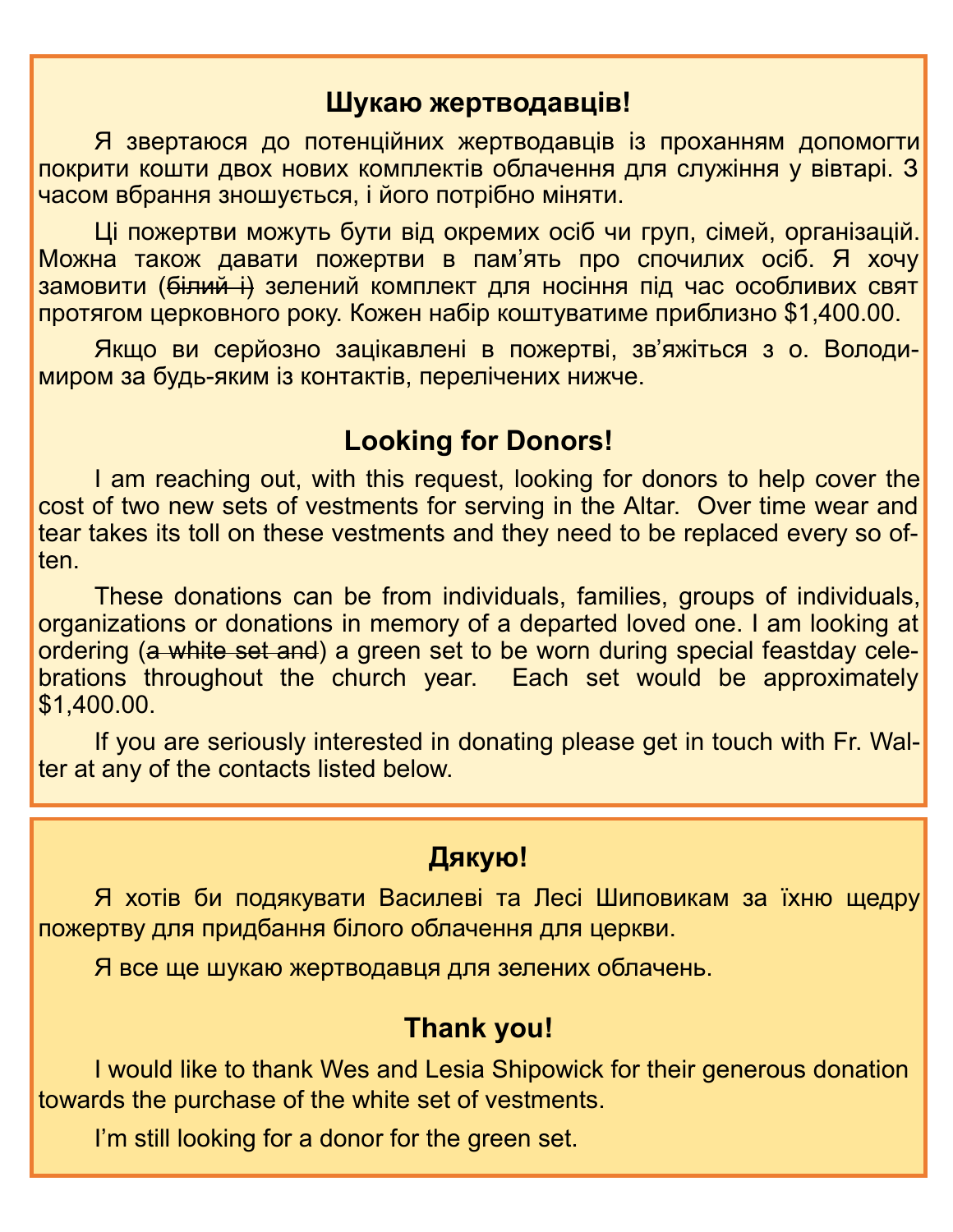## Шукаю жертводавців!

Я звертаюся до потенційних жертводавців із проханням допомогти покрити кошти двох нових комплектів облачення для служіння у вівтарі. З часом вбрання зношується, і його потрібно міняти.

Ці пожертви можуть бути від окремих осіб чи груп, сімей, організацій. Можна також давати пожертви в пам'ять про спочилих осіб. Я хочу замовити (~~білий і~~) зелений комплект для носіння під час особливих свят протягом церковного року. Кожен набір коштуватиме приблизно $1,400.00.

Якщо ви серйозно зацікавлені в пожертві, зв'яжіться з о. Володимиром за будь-яким із контактів, перелічених нижче.

## Looking for Donors!

I am reaching out, with this request, looking for donors to help cover the cost of two new sets of vestments for serving in the Altar. Over time wear and tear takes its toll on these vestments and they need to be replaced every so often.

These donations can be from individuals, families, groups of individuals, organizations or donations in memory of a departed loved one. I am looking at ordering (~~a white set and~~) a green set to be worn during special feastday celebrations throughout the church year. Each set would be approximately $1,400.00.

If you are seriously interested in donating please get in touch with Fr. Walter at any of the contacts listed below.

## Дякую!

Я хотів би подякувати Василеві та Лесі Шиповикам за їхню щедру пожертву для придбання білого облачення для церкви.

Я все ще шукаю жертводавця для зелених облачень.

## Thank you!

I would like to thank Wes and Lesia Shipowick for their generous donation towards the purchase of the white set of vestments.

I'm still looking for a donor for the green set.